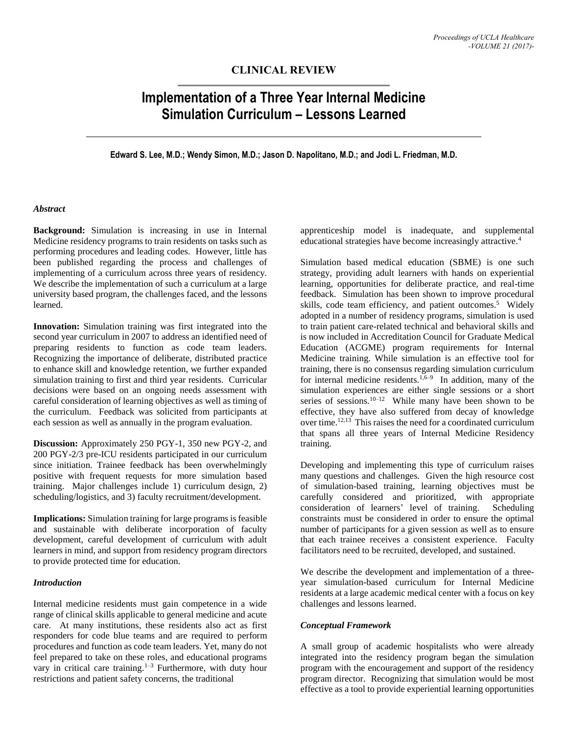CLINICAL REVIEW

# Implementation of a Three Year Internal Medicine Simulation Curriculum – Lessons Learned

**Edward S. Lee, M.D.; Wendy Simon, M.D.; Jason D. Napolitano, M.D.; and Jodi L. Friedman, M.D.**

### *Abstract*

**Background:** Simulation is increasing in use in Internal Medicine residency programs to train residents on tasks such as performing procedures and leading codes. However, little has been published regarding the process and challenges of implementing of a curriculum across three years of residency. We describe the implementation of such a curriculum at a large university based program, the challenges faced, and the lessons learned.

**Innovation:** Simulation training was first integrated into the second year curriculum in 2007 to address an identified need of preparing residents to function as code team leaders. Recognizing the importance of deliberate, distributed practice to enhance skill and knowledge retention, we further expanded simulation training to first and third year residents. Curricular decisions were based on an ongoing needs assessment with careful consideration of learning objectives as well as timing of the curriculum. Feedback was solicited from participants at each session as well as annually in the program evaluation.

**Discussion:** Approximately 250 PGY-1, 350 new PGY-2, and 200 PGY-2/3 pre-ICU residents participated in our curriculum since initiation. Trainee feedback has been overwhelmingly positive with frequent requests for more simulation based training. Major challenges include 1) curriculum design, 2) scheduling/logistics, and 3) faculty recruitment/development.

**Implications:** Simulation training for large programs is feasible and sustainable with deliberate incorporation of faculty development, careful development of curriculum with adult learners in mind, and support from residency program directors to provide protected time for education.

### *Introduction*

Internal medicine residents must gain competence in a wide range of clinical skills applicable to general medicine and acute care. At many institutions, these residents also act as first responders for code blue teams and are required to perform procedures and function as code team leaders. Yet, many do not feel prepared to take on these roles, and educational programs vary in critical care training.[1–3] Furthermore, with duty hour restrictions and patient safety concerns, the traditional apprenticeship model is inadequate, and supplemental educational strategies have become increasingly attractive.[4]

Simulation based medical education (SBME) is one such strategy, providing adult learners with hands on experiential learning, opportunities for deliberate practice, and real-time feedback. Simulation has been shown to improve procedural skills, code team efficiency, and patient outcomes.[5] Widely adopted in a number of residency programs, simulation is used to train patient care-related technical and behavioral skills and is now included in Accreditation Council for Graduate Medical Education (ACGME) program requirements for Internal Medicine training. While simulation is an effective tool for training, there is no consensus regarding simulation curriculum for internal medicine residents.[1,6–9] In addition, many of the simulation experiences are either single sessions or a short series of sessions.[10–12] While many have been shown to be effective, they have also suffered from decay of knowledge over time.[12,13] This raises the need for a coordinated curriculum that spans all three years of Internal Medicine Residency training.

Developing and implementing this type of curriculum raises many questions and challenges. Given the high resource cost of simulation-based training, learning objectives must be carefully considered and prioritized, with appropriate consideration of learners' level of training. Scheduling constraints must be considered in order to ensure the optimal number of participants for a given session as well as to ensure that each trainee receives a consistent experience. Faculty facilitators need to be recruited, developed, and sustained.

We describe the development and implementation of a three-year simulation-based curriculum for Internal Medicine residents at a large academic medical center with a focus on key challenges and lessons learned.

### *Conceptual Framework*

A small group of academic hospitalists who were already integrated into the residency program began the simulation program with the encouragement and support of the residency program director. Recognizing that simulation would be most effective as a tool to provide experiential learning opportunities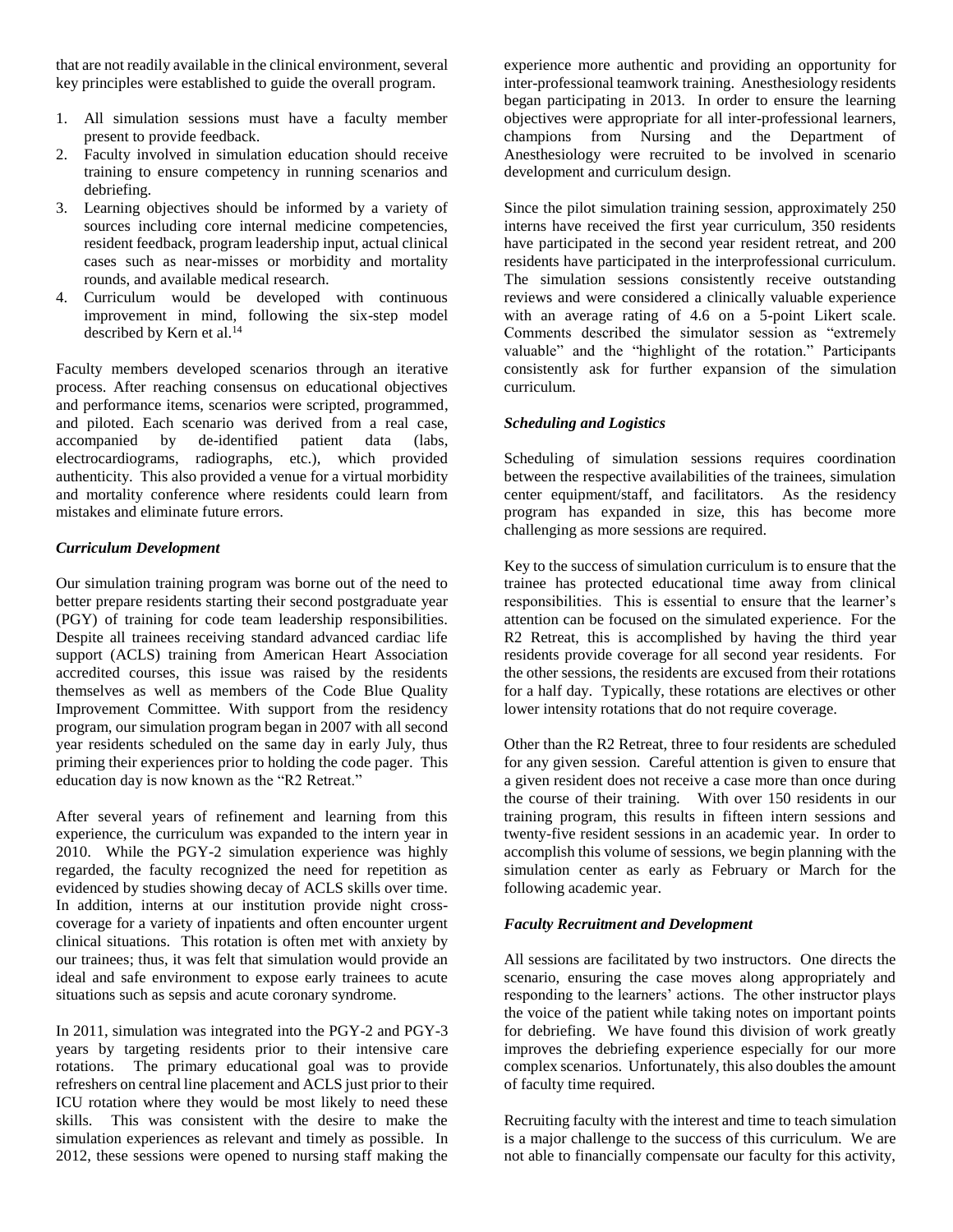that are not readily available in the clinical environment, several key principles were established to guide the overall program.

1. All simulation sessions must have a faculty member present to provide feedback.
2. Faculty involved in simulation education should receive training to ensure competency in running scenarios and debriefing.
3. Learning objectives should be informed by a variety of sources including core internal medicine competencies, resident feedback, program leadership input, actual clinical cases such as near-misses or morbidity and mortality rounds, and available medical research.
4. Curriculum would be developed with continuous improvement in mind, following the six-step model described by Kern et al.[14]

Faculty members developed scenarios through an iterative process. After reaching consensus on educational objectives and performance items, scenarios were scripted, programmed, and piloted. Each scenario was derived from a real case, accompanied by de-identified patient data (labs, electrocardiograms, radiographs, etc.), which provided authenticity. This also provided a venue for a virtual morbidity and mortality conference where residents could learn from mistakes and eliminate future errors.

### *Curriculum Development*

Our simulation training program was borne out of the need to better prepare residents starting their second postgraduate year (PGY) of training for code team leadership responsibilities. Despite all trainees receiving standard advanced cardiac life support (ACLS) training from American Heart Association accredited courses, this issue was raised by the residents themselves as well as members of the Code Blue Quality Improvement Committee. With support from the residency program, our simulation program began in 2007 with all second year residents scheduled on the same day in early July, thus priming their experiences prior to holding the code pager. This education day is now known as the "R2 Retreat."

After several years of refinement and learning from this experience, the curriculum was expanded to the intern year in 2010. While the PGY-2 simulation experience was highly regarded, the faculty recognized the need for repetition as evidenced by studies showing decay of ACLS skills over time. In addition, interns at our institution provide night cross-coverage for a variety of inpatients and often encounter urgent clinical situations. This rotation is often met with anxiety by our trainees; thus, it was felt that simulation would provide an ideal and safe environment to expose early trainees to acute situations such as sepsis and acute coronary syndrome.

In 2011, simulation was integrated into the PGY-2 and PGY-3 years by targeting residents prior to their intensive care rotations. The primary educational goal was to provide refreshers on central line placement and ACLS just prior to their ICU rotation where they would be most likely to need these skills. This was consistent with the desire to make the simulation experiences as relevant and timely as possible. In 2012, these sessions were opened to nursing staff making the experience more authentic and providing an opportunity for inter-professional teamwork training. Anesthesiology residents began participating in 2013. In order to ensure the learning objectives were appropriate for all inter-professional learners, champions from Nursing and the Department of Anesthesiology were recruited to be involved in scenario development and curriculum design.

Since the pilot simulation training session, approximately 250 interns have received the first year curriculum, 350 residents have participated in the second year resident retreat, and 200 residents have participated in the interprofessional curriculum. The simulation sessions consistently receive outstanding reviews and were considered a clinically valuable experience with an average rating of 4.6 on a 5-point Likert scale. Comments described the simulator session as "extremely valuable" and the "highlight of the rotation." Participants consistently ask for further expansion of the simulation curriculum.

### *Scheduling and Logistics*

Scheduling of simulation sessions requires coordination between the respective availabilities of the trainees, simulation center equipment/staff, and facilitators. As the residency program has expanded in size, this has become more challenging as more sessions are required.

Key to the success of simulation curriculum is to ensure that the trainee has protected educational time away from clinical responsibilities. This is essential to ensure that the learner's attention can be focused on the simulated experience. For the R2 Retreat, this is accomplished by having the third year residents provide coverage for all second year residents. For the other sessions, the residents are excused from their rotations for a half day. Typically, these rotations are electives or other lower intensity rotations that do not require coverage.

Other than the R2 Retreat, three to four residents are scheduled for any given session. Careful attention is given to ensure that a given resident does not receive a case more than once during the course of their training. With over 150 residents in our training program, this results in fifteen intern sessions and twenty-five resident sessions in an academic year. In order to accomplish this volume of sessions, we begin planning with the simulation center as early as February or March for the following academic year.

### *Faculty Recruitment and Development*

All sessions are facilitated by two instructors. One directs the scenario, ensuring the case moves along appropriately and responding to the learners' actions. The other instructor plays the voice of the patient while taking notes on important points for debriefing. We have found this division of work greatly improves the debriefing experience especially for our more complex scenarios. Unfortunately, this also doubles the amount of faculty time required.

Recruiting faculty with the interest and time to teach simulation is a major challenge to the success of this curriculum. We are not able to financially compensate our faculty for this activity,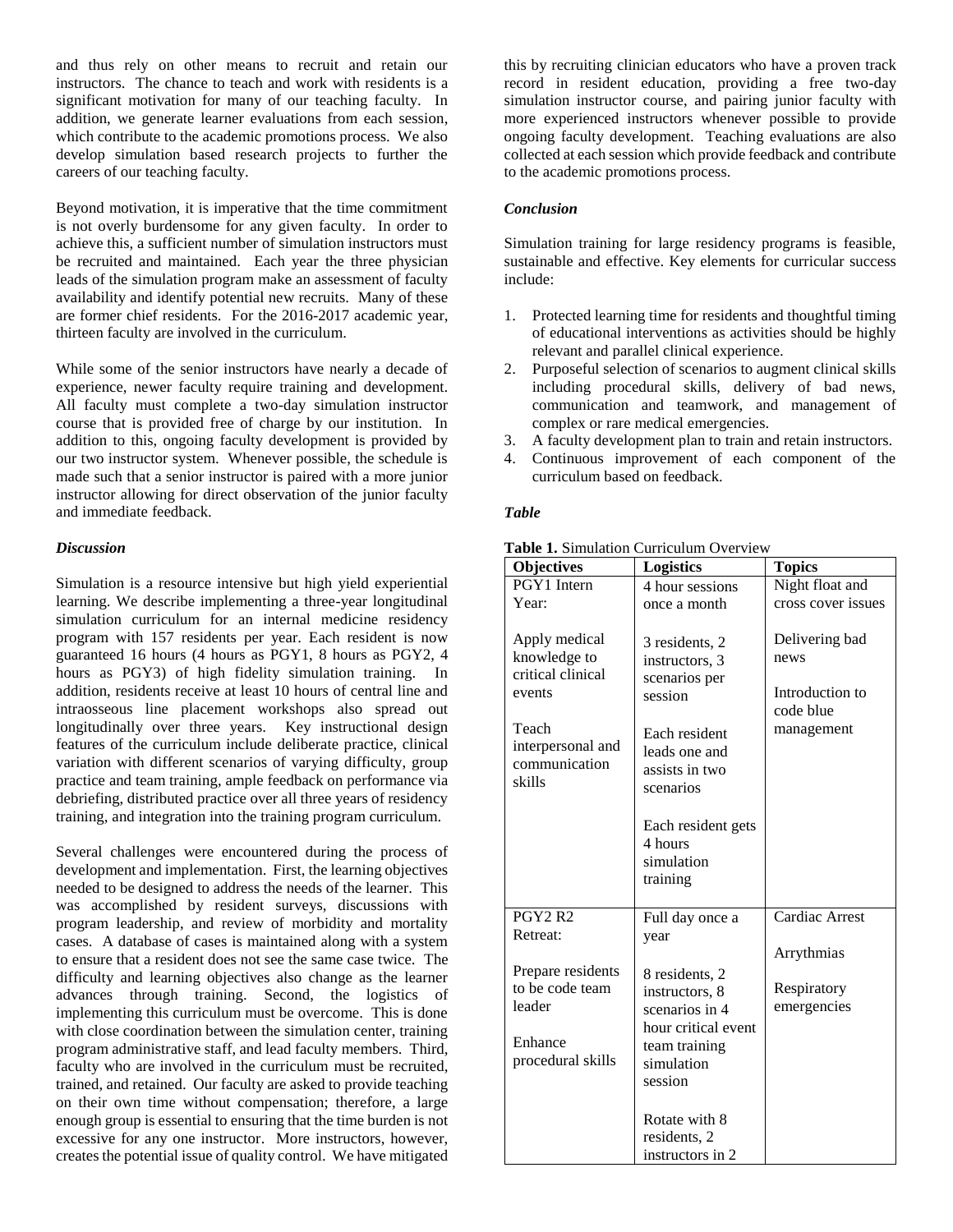and thus rely on other means to recruit and retain our instructors. The chance to teach and work with residents is a significant motivation for many of our teaching faculty. In addition, we generate learner evaluations from each session, which contribute to the academic promotions process. We also develop simulation based research projects to further the careers of our teaching faculty.

Beyond motivation, it is imperative that the time commitment is not overly burdensome for any given faculty. In order to achieve this, a sufficient number of simulation instructors must be recruited and maintained. Each year the three physician leads of the simulation program make an assessment of faculty availability and identify potential new recruits. Many of these are former chief residents. For the 2016-2017 academic year, thirteen faculty are involved in the curriculum.

While some of the senior instructors have nearly a decade of experience, newer faculty require training and development. All faculty must complete a two-day simulation instructor course that is provided free of charge by our institution. In addition to this, ongoing faculty development is provided by our two instructor system. Whenever possible, the schedule is made such that a senior instructor is paired with a more junior instructor allowing for direct observation of the junior faculty and immediate feedback.

### *Discussion*

Simulation is a resource intensive but high yield experiential learning. We describe implementing a three-year longitudinal simulation curriculum for an internal medicine residency program with 157 residents per year. Each resident is now guaranteed 16 hours (4 hours as PGY1, 8 hours as PGY2, 4 hours as PGY3) of high fidelity simulation training. In addition, residents receive at least 10 hours of central line and intraosseous line placement workshops also spread out longitudinally over three years. Key instructional design features of the curriculum include deliberate practice, clinical variation with different scenarios of varying difficulty, group practice and team training, ample feedback on performance via debriefing, distributed practice over all three years of residency training, and integration into the training program curriculum.

Several challenges were encountered during the process of development and implementation. First, the learning objectives needed to be designed to address the needs of the learner. This was accomplished by resident surveys, discussions with program leadership, and review of morbidity and mortality cases. A database of cases is maintained along with a system to ensure that a resident does not see the same case twice. The difficulty and learning objectives also change as the learner advances through training. Second, the logistics of implementing this curriculum must be overcome. This is done with close coordination between the simulation center, training program administrative staff, and lead faculty members. Third, faculty who are involved in the curriculum must be recruited, trained, and retained. Our faculty are asked to provide teaching on their own time without compensation; therefore, a large enough group is essential to ensuring that the time burden is not excessive for any one instructor. More instructors, however, creates the potential issue of quality control. We have mitigated this by recruiting clinician educators who have a proven track record in resident education, providing a free two-day simulation instructor course, and pairing junior faculty with more experienced instructors whenever possible to provide ongoing faculty development. Teaching evaluations are also collected at each session which provide feedback and contribute to the academic promotions process.

### *Conclusion*

Simulation training for large residency programs is feasible, sustainable and effective. Key elements for curricular success include:

1. Protected learning time for residents and thoughtful timing of educational interventions as activities should be highly relevant and parallel clinical experience.
2. Purposeful selection of scenarios to augment clinical skills including procedural skills, delivery of bad news, communication and teamwork, and management of complex or rare medical emergencies.
3. A faculty development plan to train and retain instructors.
4. Continuous improvement of each component of the curriculum based on feedback.

### *Table*

**Table 1.** Simulation Curriculum Overview

| Objectives | Logistics | Topics |
|---|---|---|
| PGY1 Intern Year:<br><br>Apply medical knowledge to critical clinical events<br><br>Teach interpersonal and communication skills | 4 hour sessions once a month<br><br>3 residents, 2 instructors, 3 scenarios per session<br><br>Each resident leads one and assists in two scenarios<br><br>Each resident gets 4 hours simulation training | Night float and cross cover issues<br><br>Delivering bad news<br><br>Introduction to code blue management |
| PGY2 R2 Retreat:<br><br>Prepare residents to be code team leader<br><br>Enhance procedural skills | Full day once a year<br><br>8 residents, 2 instructors, 8 scenarios in 4 hour critical event team training simulation session<br><br>Rotate with 8 residents, 2 instructors in 2 | Cardiac Arrest<br><br>Arrythmias<br><br>Respiratory emergencies |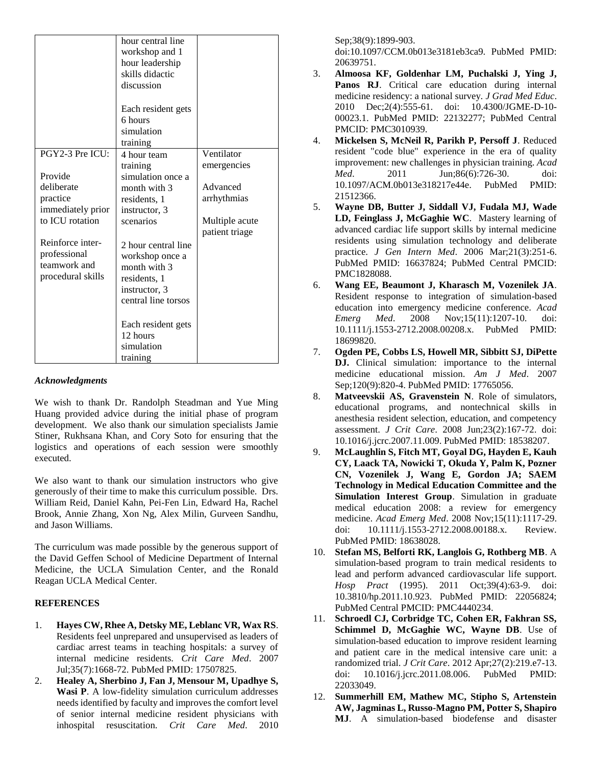|  | hour central line workshop and 1 hour leadership skills didactic discussion<br><br>Each resident gets 6 hours simulation training |  |
|---|---|---|
| PGY2-3 Pre ICU:<br><br>Provide deliberate practice immediately prior to ICU rotation<br><br>Reinforce inter-professional teamwork and procedural skills | 4 hour team training simulation once a month with 3 residents, 1 instructor, 3 scenarios<br><br>2 hour central line workshop once a month with 3 residents, 1 instructor, 3 central line torsos<br><br>Each resident gets 12 hours simulation training | Ventilator emergencies<br><br>Advanced arrhythmias<br><br>Multiple acute patient triage |

### *Acknowledgments*

We wish to thank Dr. Randolph Steadman and Yue Ming Huang provided advice during the initial phase of program development. We also thank our simulation specialists Jamie Stiner, Rukhsana Khan, and Cory Soto for ensuring that the logistics and operations of each session were smoothly executed.

We also want to thank our simulation instructors who give generously of their time to make this curriculum possible. Drs. William Reid, Daniel Kahn, Pei-Fen Lin, Edward Ha, Rachel Brook, Annie Zhang, Xon Ng, Alex Milin, Gurveen Sandhu, and Jason Williams.

The curriculum was made possible by the generous support of the David Geffen School of Medicine Department of Internal Medicine, the UCLA Simulation Center, and the Ronald Reagan UCLA Medical Center.

### REFERENCES

1. **Hayes CW, Rhee A, Detsky ME, Leblanc VR, Wax RS**. Residents feel unprepared and unsupervised as leaders of cardiac arrest teams in teaching hospitals: a survey of internal medicine residents. *Crit Care Med*. 2007 Jul;35(7):1668-72. PubMed PMID: 17507825.
2. **Healey A, Sherbino J, Fan J, Mensour M, Upadhye S, Wasi P**. A low-fidelity simulation curriculum addresses needs identified by faculty and improves the comfort level of senior internal medicine resident physicians with inhospital resuscitation. *Crit Care Med*. 2010 Sep;38(9):1899-903. doi:10.1097/CCM.0b013e3181eb3ca9. PubMed PMID: 20639751.
3. **Almoosa KF, Goldenhar LM, Puchalski J, Ying J, Panos RJ**. Critical care education during internal medicine residency: a national survey. *J Grad Med Educ*. 2010 Dec;2(4):555-61. doi: 10.4300/JGME-D-10-00023.1. PubMed PMID: 22132277; PubMed Central PMCID: PMC3010939.
4. **Mickelsen S, McNeil R, Parikh P, Persoff J**. Reduced resident "code blue" experience in the era of quality improvement: new challenges in physician training. *Acad Med*. 2011 Jun;86(6):726-30. doi: 10.1097/ACM.0b013e318217e44e. PubMed PMID: 21512366.
5. **Wayne DB, Butter J, Siddall VJ, Fudala MJ, Wade LD, Feinglass J, McGaghie WC**. Mastery learning of advanced cardiac life support skills by internal medicine residents using simulation technology and deliberate practice. *J Gen Intern Med*. 2006 Mar;21(3):251-6. PubMed PMID: 16637824; PubMed Central PMCID: PMC1828088.
6. **Wang EE, Beaumont J, Kharasch M, Vozenilek JA**. Resident response to integration of simulation-based education into emergency medicine conference. *Acad Emerg Med*. 2008 Nov;15(11):1207-10. doi: 10.1111/j.1553-2712.2008.00208.x. PubMed PMID: 18699820.
7. **Ogden PE, Cobbs LS, Howell MR, Sibbitt SJ, DiPette DJ.** Clinical simulation: importance to the internal medicine educational mission. *Am J Med*. 2007 Sep;120(9):820-4. PubMed PMID: 17765056.
8. **Matveevskii AS, Gravenstein N**. Role of simulators, educational programs, and nontechnical skills in anesthesia resident selection, education, and competency assessment. *J Crit Care*. 2008 Jun;23(2):167-72. doi: 10.1016/j.jcrc.2007.11.009. PubMed PMID: 18538207.
9. **McLaughlin S, Fitch MT, Goyal DG, Hayden E, Kauh CY, Laack TA, Nowicki T, Okuda Y, Palm K, Pozner CN, Vozenilek J, Wang E, Gordon JA; SAEM Technology in Medical Education Committee and the Simulation Interest Group**. Simulation in graduate medical education 2008: a review for emergency medicine. *Acad Emerg Med*. 2008 Nov;15(11):1117-29. doi: 10.1111/j.1553-2712.2008.00188.x. Review. PubMed PMID: 18638028.
10. **Stefan MS, Belforti RK, Langlois G, Rothberg MB**. A simulation-based program to train medical residents to lead and perform advanced cardiovascular life support. *Hosp Pract* (1995). 2011 Oct;39(4):63-9. doi: 10.3810/hp.2011.10.923. PubMed PMID: 22056824; PubMed Central PMCID: PMC4440234.
11. **Schroedl CJ, Corbridge TC, Cohen ER, Fakhran SS, Schimmel D, McGaghie WC, Wayne DB**. Use of simulation-based education to improve resident learning and patient care in the medical intensive care unit: a randomized trial. *J Crit Care*. 2012 Apr;27(2):219.e7-13. doi: 10.1016/j.jcrc.2011.08.006. PubMed PMID: 22033049.
12. **Summerhill EM, Mathew MC, Stipho S, Artenstein AW, Jagminas L, Russo-Magno PM, Potter S, Shapiro MJ**. A simulation-based biodefense and disaster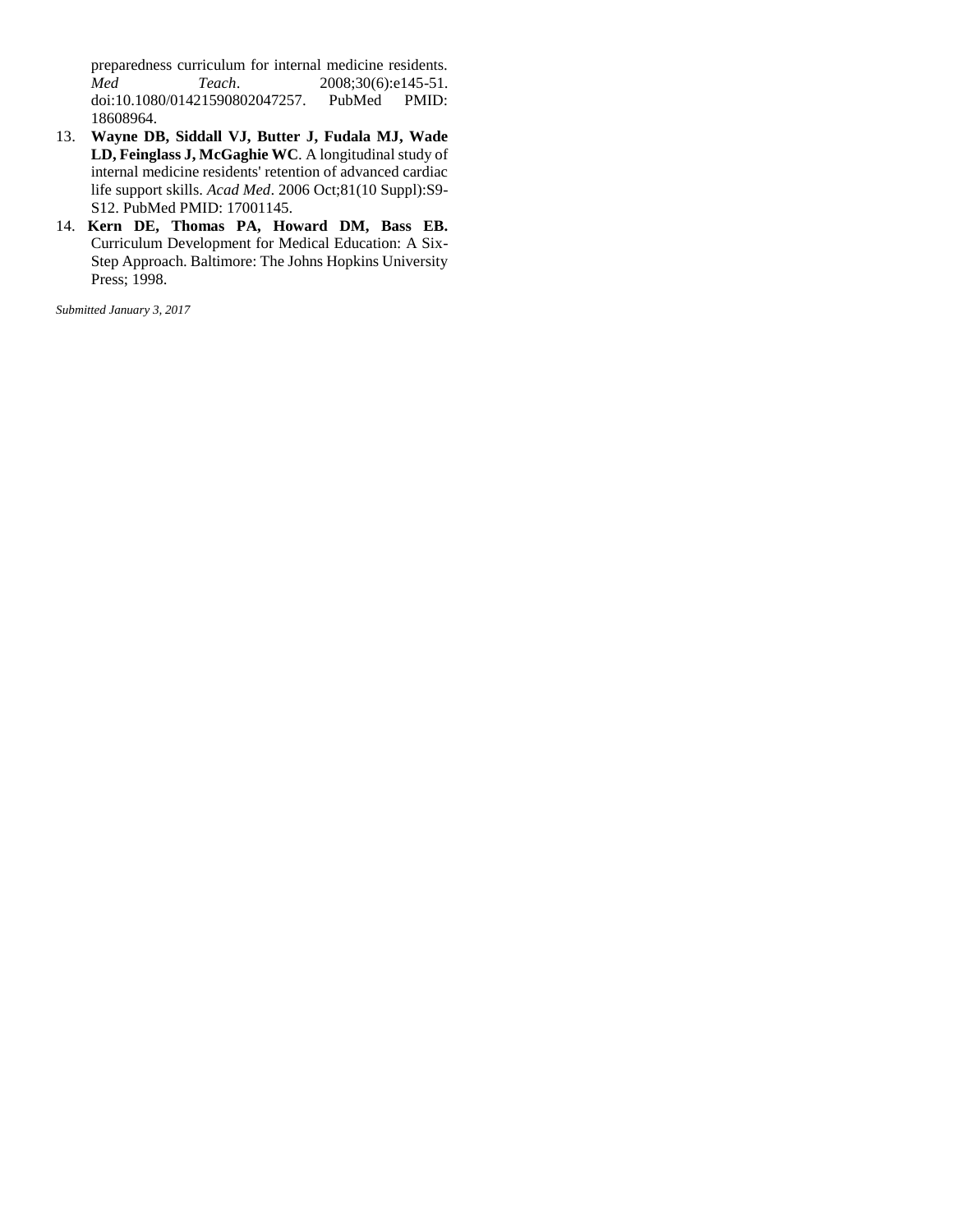preparedness curriculum for internal medicine residents. *Med Teach*. 2008;30(6):e145-51. doi:10.1080/01421590802047257. PubMed PMID: 18608964.

13. **Wayne DB, Siddall VJ, Butter J, Fudala MJ, Wade LD, Feinglass J, McGaghie WC**. A longitudinal study of internal medicine residents' retention of advanced cardiac life support skills. *Acad Med*. 2006 Oct;81(10 Suppl):S9-S12. PubMed PMID: 17001145.
14. **Kern DE, Thomas PA, Howard DM, Bass EB.** Curriculum Development for Medical Education: A Six-Step Approach. Baltimore: The Johns Hopkins University Press; 1998.

*Submitted January 3, 2017*